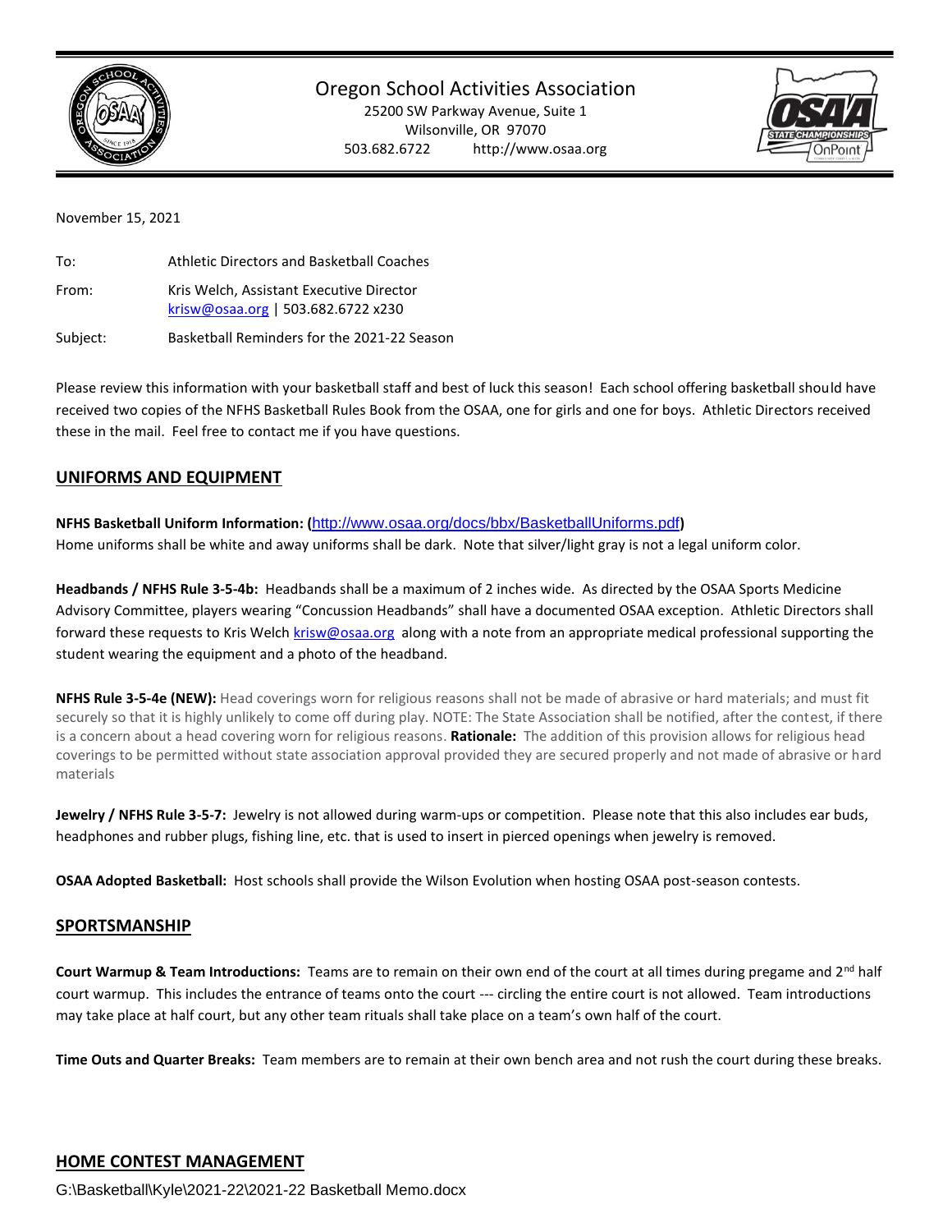# Oregon School Activities Association

25200 SW Parkway Avenue, Suite 1
Wilsonville, OR 97070
503.682.6722 http://www.osaa.org

November 15, 2021

| | |
|---|---|
| To: | Athletic Directors and Basketball Coaches |
| From: | Kris Welch, Assistant Executive Director<br>krisw@osaa.org \| 503.682.6722 x230 |
| Subject: | Basketball Reminders for the 2021-22 Season |

Please review this information with your basketball staff and best of luck this season! Each school offering basketball should have received two copies of the NFHS Basketball Rules Book from the OSAA, one for girls and one for boys. Athletic Directors received these in the mail. Feel free to contact me if you have questions.

## UNIFORMS AND EQUIPMENT

**NFHS Basketball Uniform Information: (http://www.osaa.org/docs/bbx/BasketballUniforms.pdf)**
Home uniforms shall be white and away uniforms shall be dark. Note that silver/light gray is not a legal uniform color.

**Headbands / NFHS Rule 3-5-4b:** Headbands shall be a maximum of 2 inches wide. As directed by the OSAA Sports Medicine Advisory Committee, players wearing "Concussion Headbands" shall have a documented OSAA exception. Athletic Directors shall forward these requests to Kris Welch krisw@osaa.org along with a note from an appropriate medical professional supporting the student wearing the equipment and a photo of the headband.

**NFHS Rule 3-5-4e (NEW):** Head coverings worn for religious reasons shall not be made of abrasive or hard materials; and must fit securely so that it is highly unlikely to come off during play. NOTE: The State Association shall be notified, after the contest, if there is a concern about a head covering worn for religious reasons. **Rationale:** The addition of this provision allows for religious head coverings to be permitted without state association approval provided they are secured properly and not made of abrasive or hard materials

**Jewelry / NFHS Rule 3-5-7:** Jewelry is not allowed during warm-ups or competition. Please note that this also includes ear buds, headphones and rubber plugs, fishing line, etc. that is used to insert in pierced openings when jewelry is removed.

**OSAA Adopted Basketball:** Host schools shall provide the Wilson Evolution when hosting OSAA post-season contests.

## SPORTSMANSHIP

**Court Warmup & Team Introductions:** Teams are to remain on their own end of the court at all times during pregame and 2nd half court warmup. This includes the entrance of teams onto the court --- circling the entire court is not allowed. Team introductions may take place at half court, but any other team rituals shall take place on a team's own half of the court.

**Time Outs and Quarter Breaks:** Team members are to remain at their own bench area and not rush the court during these breaks.

## HOME CONTEST MANAGEMENT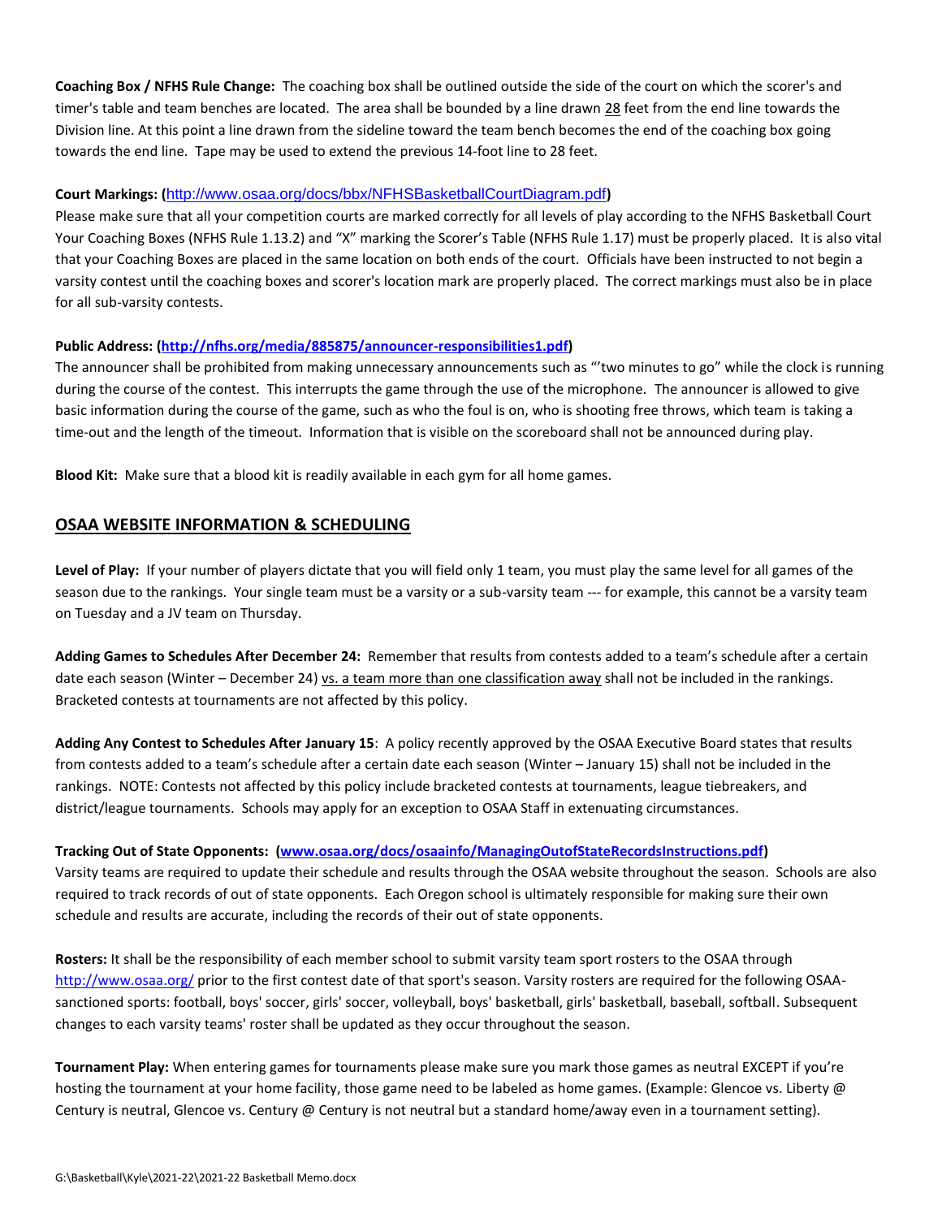**Coaching Box / NFHS Rule Change:** The coaching box shall be outlined outside the side of the court on which the scorer's and timer's table and team benches are located. The area shall be bounded by a line drawn 28 feet from the end line towards the Division line. At this point a line drawn from the sideline toward the team bench becomes the end of the coaching box going towards the end line. Tape may be used to extend the previous 14-foot line to 28 feet.

**Court Markings: (**http://www.osaa.org/docs/bbx/NFHSBasketballCourtDiagram.pdf**)**
Please make sure that all your competition courts are marked correctly for all levels of play according to the NFHS Basketball Court Your Coaching Boxes (NFHS Rule 1.13.2) and "X" marking the Scorer's Table (NFHS Rule 1.17) must be properly placed. It is also vital that your Coaching Boxes are placed in the same location on both ends of the court. Officials have been instructed to not begin a varsity contest until the coaching boxes and scorer's location mark are properly placed. The correct markings must also be in place for all sub-varsity contests.

**Public Address: (http://nfhs.org/media/885875/announcer-responsibilities1.pdf)**
The announcer shall be prohibited from making unnecessary announcements such as "'two minutes to go" while the clock is running during the course of the contest. This interrupts the game through the use of the microphone. The announcer is allowed to give basic information during the course of the game, such as who the foul is on, who is shooting free throws, which team is taking a time-out and the length of the timeout. Information that is visible on the scoreboard shall not be announced during play.

**Blood Kit:** Make sure that a blood kit is readily available in each gym for all home games.

## OSAA WEBSITE INFORMATION & SCHEDULING

**Level of Play:** If your number of players dictate that you will field only 1 team, you must play the same level for all games of the season due to the rankings. Your single team must be a varsity or a sub-varsity team --- for example, this cannot be a varsity team on Tuesday and a JV team on Thursday.

**Adding Games to Schedules After December 24:** Remember that results from contests added to a team's schedule after a certain date each season (Winter – December 24) vs. a team more than one classification away shall not be included in the rankings. Bracketed contests at tournaments are not affected by this policy.

**Adding Any Contest to Schedules After January 15**: A policy recently approved by the OSAA Executive Board states that results from contests added to a team's schedule after a certain date each season (Winter – January 15) shall not be included in the rankings. NOTE: Contests not affected by this policy include bracketed contests at tournaments, league tiebreakers, and district/league tournaments. Schools may apply for an exception to OSAA Staff in extenuating circumstances.

**Tracking Out of State Opponents: (www.osaa.org/docs/osaainfo/ManagingOutofStateRecordsInstructions.pdf)**
Varsity teams are required to update their schedule and results through the OSAA website throughout the season. Schools are also required to track records of out of state opponents. Each Oregon school is ultimately responsible for making sure their own schedule and results are accurate, including the records of their out of state opponents.

**Rosters:** It shall be the responsibility of each member school to submit varsity team sport rosters to the OSAA through http://www.osaa.org/ prior to the first contest date of that sport's season. Varsity rosters are required for the following OSAA-sanctioned sports: football, boys' soccer, girls' soccer, volleyball, boys' basketball, girls' basketball, baseball, softball. Subsequent changes to each varsity teams' roster shall be updated as they occur throughout the season.

**Tournament Play:** When entering games for tournaments please make sure you mark those games as neutral EXCEPT if you're hosting the tournament at your home facility, those game need to be labeled as home games. (Example: Glencoe vs. Liberty @ Century is neutral, Glencoe vs. Century @ Century is not neutral but a standard home/away even in a tournament setting).

G:\Basketball\Kyle\2021-22\2021-22 Basketball Memo.docx